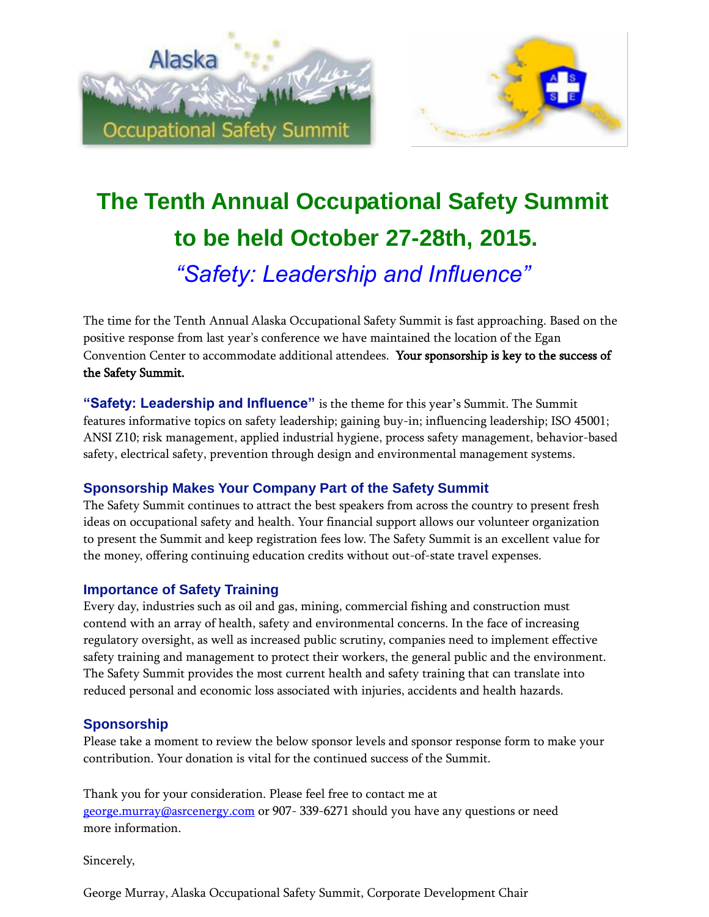# The Tenth Annual Occupational Safety Summit to be held October 27-28th, 2015.

## *"Safety: Leadership and Influence"*

The time for the Tenth Annual Alaska Occupational Safety Summit is fast approaching. Based on the positive response from last year's conference we have maintained the location of the Egan Convention Center to accommodate additional attendees. **Your sponsorship is key to the success of the Safety Summit.**

**"Safety: Leadership and Influence"** is the theme for this year's Summit. The Summit features informative topics on safety leadership; gaining buy-in; influencing leadership; ISO 45001; ANSI Z10; risk management, applied industrial hygiene, process safety management, behavior-based safety, electrical safety, prevention through design and environmental management systems.

### Sponsorship Makes Your Company Part of the Safety Summit

The Safety Summit continues to attract the best speakers from across the country to present fresh ideas on occupational safety and health. Your financial support allows our volunteer organization to present the Summit and keep registration fees low. The Safety Summit is an excellent value for the money, offering continuing education credits without out-of-state travel expenses.

### Importance of Safety Training

Every day, industries such as oil and gas, mining, commercial fishing and construction must contend with an array of health, safety and environmental concerns. In the face of increasing regulatory oversight, as well as increased public scrutiny, companies need to implement effective safety training and management to protect their workers, the general public and the environment. The Safety Summit provides the most current health and safety training that can translate into reduced personal and economic loss associated with injuries, accidents and health hazards.

### Sponsorship

Please take a moment to review the below sponsor levels and sponsor response form to make your contribution. Your donation is vital for the continued success of the Summit.

Thank you for your consideration. Please feel free to contact me at george.murray@asrcenergy.com or 907- 339-6271 should you have any questions or need more information.

Sincerely,

George Murray, Alaska Occupational Safety Summit, Corporate Development Chair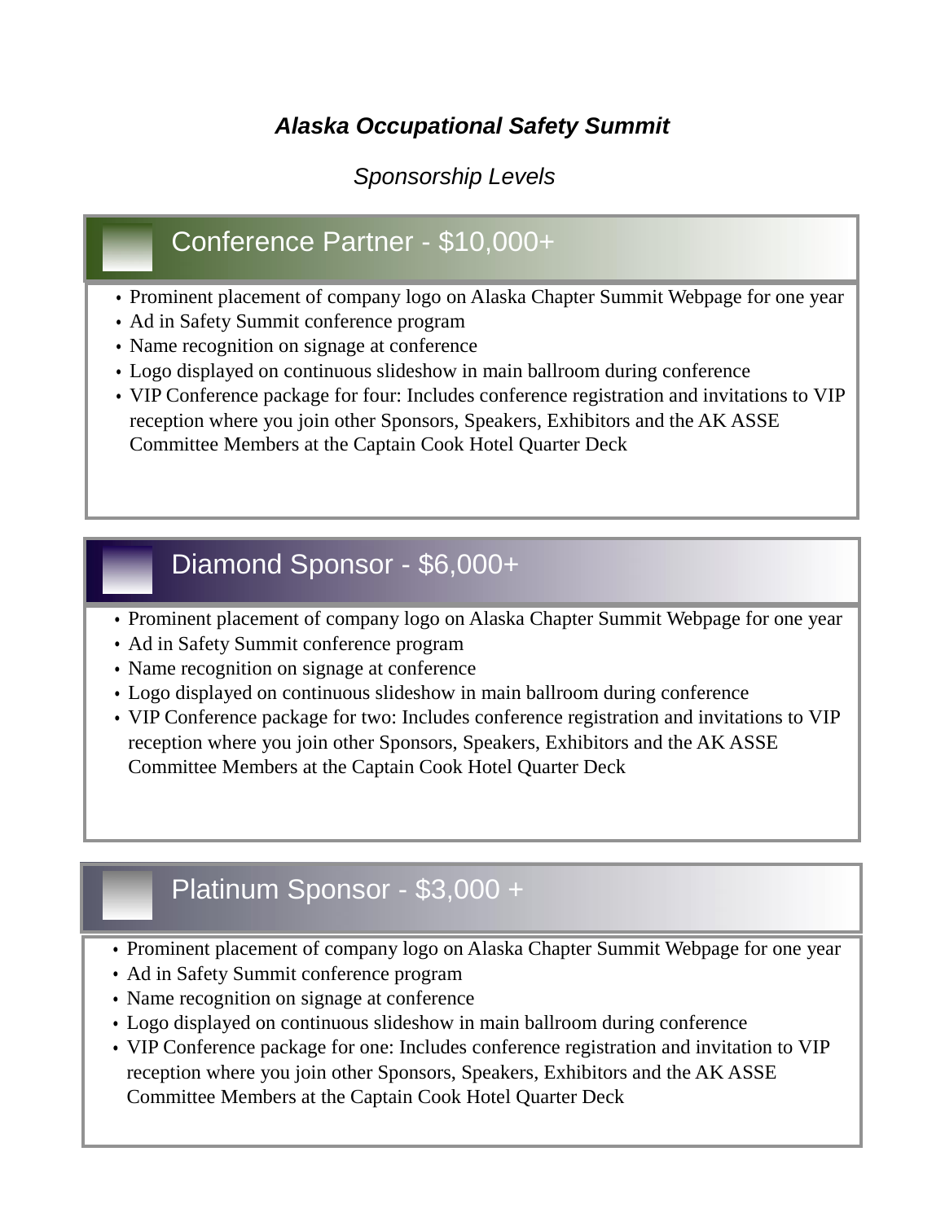***Alaska Occupational Safety Summit***

*Sponsorship Levels*

## Conference Partner - $10,000+

- Prominent placement of company logo on Alaska Chapter Summit Webpage for one year
- Ad in Safety Summit conference program
- Name recognition on signage at conference
- Logo displayed on continuous slideshow in main ballroom during conference
- VIP Conference package for four: Includes conference registration and invitations to VIP reception where you join other Sponsors, Speakers, Exhibitors and the AK ASSE Committee Members at the Captain Cook Hotel Quarter Deck

## Diamond Sponsor - $6,000+

- Prominent placement of company logo on Alaska Chapter Summit Webpage for one year
- Ad in Safety Summit conference program
- Name recognition on signage at conference
- Logo displayed on continuous slideshow in main ballroom during conference
- VIP Conference package for two: Includes conference registration and invitations to VIP reception where you join other Sponsors, Speakers, Exhibitors and the AK ASSE Committee Members at the Captain Cook Hotel Quarter Deck

## Platinum Sponsor - $3,000 +

- Prominent placement of company logo on Alaska Chapter Summit Webpage for one year
- Ad in Safety Summit conference program
- Name recognition on signage at conference
- Logo displayed on continuous slideshow in main ballroom during conference
- VIP Conference package for one: Includes conference registration and invitation to VIP reception where you join other Sponsors, Speakers, Exhibitors and the AK ASSE Committee Members at the Captain Cook Hotel Quarter Deck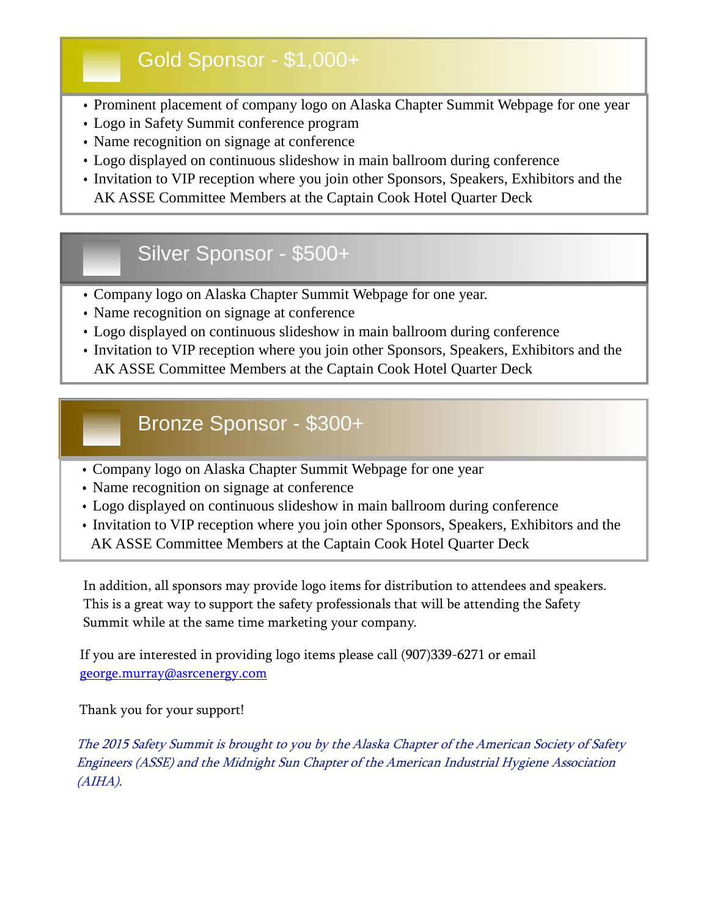## Gold Sponsor - $1,000+

- Prominent placement of company logo on Alaska Chapter Summit Webpage for one year
- Logo in Safety Summit conference program
- Name recognition on signage at conference
- Logo displayed on continuous slideshow in main ballroom during conference
- Invitation to VIP reception where you join other Sponsors, Speakers, Exhibitors and the AK ASSE Committee Members at the Captain Cook Hotel Quarter Deck

## Silver Sponsor - $500+

- Company logo on Alaska Chapter Summit Webpage for one year.
- Name recognition on signage at conference
- Logo displayed on continuous slideshow in main ballroom during conference
- Invitation to VIP reception where you join other Sponsors, Speakers, Exhibitors and the AK ASSE Committee Members at the Captain Cook Hotel Quarter Deck

## Bronze Sponsor - $300+

- Company logo on Alaska Chapter Summit Webpage for one year
- Name recognition on signage at conference
- Logo displayed on continuous slideshow in main ballroom during conference
- Invitation to VIP reception where you join other Sponsors, Speakers, Exhibitors and the AK ASSE Committee Members at the Captain Cook Hotel Quarter Deck

In addition, all sponsors may provide logo items for distribution to attendees and speakers. This is a great way to support the safety professionals that will be attending the Safety Summit while at the same time marketing your company.

If you are interested in providing logo items please call (907)339-6271 or email george.murray@asrcenergy.com

Thank you for your support!

*The 2015 Safety Summit is brought to you by the Alaska Chapter of the American Society of Safety Engineers (ASSE) and the Midnight Sun Chapter of the American Industrial Hygiene Association (AIHA).*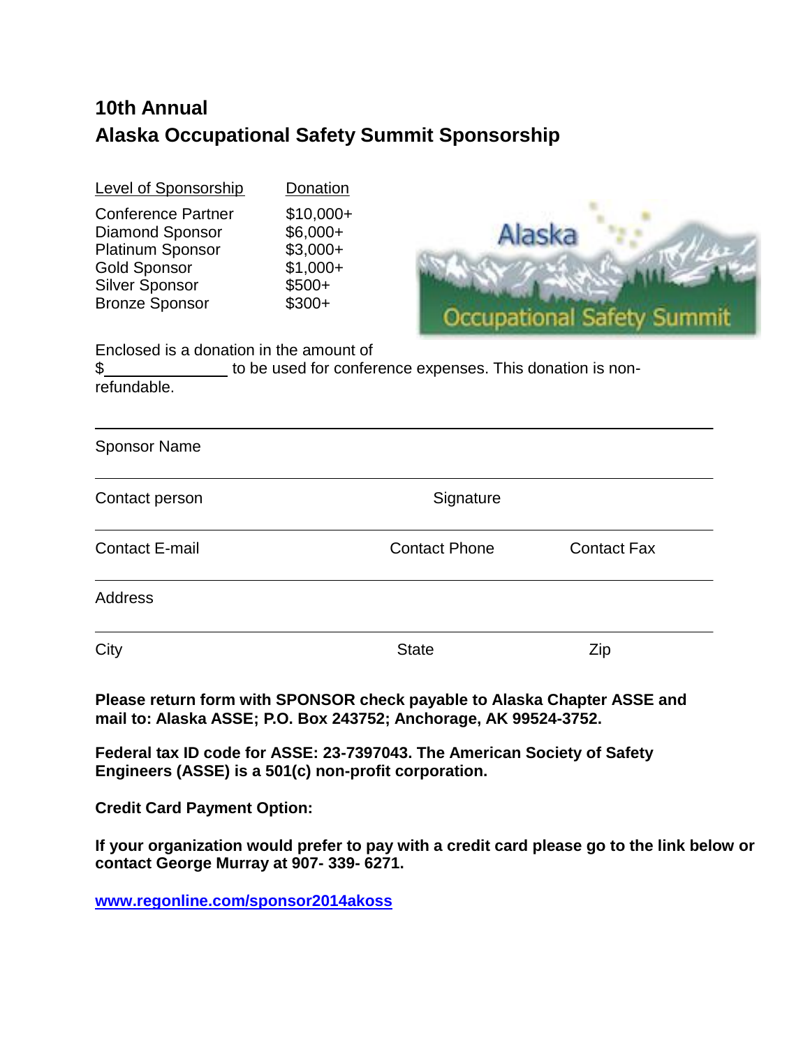# 10th Annual
# Alaska Occupational Safety Summit Sponsorship

| Level of Sponsorship | Donation |
|---|---|
| Conference Partner | $10,000+ |
| Diamond Sponsor | $6,000+ |
| Platinum Sponsor | $3,000+ |
| Gold Sponsor | $1,000+ |
| Silver Sponsor | $500+ |
| Bronze Sponsor | $300+ |

Alaska
Occupational Safety Summit

Enclosed is a donation in the amount of
$______________ to be used for conference expenses. This donation is non-refundable.

Sponsor Name

Contact person　　　　　　　　Signature

Contact E-mail　　　　　　　　Contact Phone　　　　　　　　Contact Fax

Address

City　　　　　　　　State　　　　　　　　Zip

**Please return form with SPONSOR check payable to Alaska Chapter ASSE and mail to: Alaska ASSE; P.O. Box 243752; Anchorage, AK 99524-3752.**

**Federal tax ID code for ASSE: 23-7397043. The American Society of Safety Engineers (ASSE) is a 501(c) non-profit corporation.**

**Credit Card Payment Option:**

**If your organization would prefer to pay with a credit card please go to the link below or contact George Murray at 907- 339- 6271.**

**www.regonline.com/sponsor2014akoss**